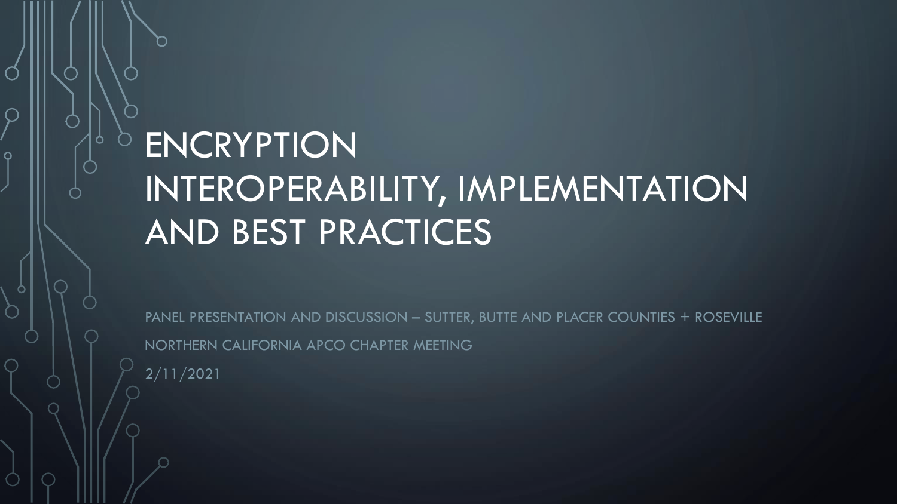# ENCRYPTION INTEROPERABILITY, IMPLEMENTATION AND BEST PRACTICES

PANEL PRESENTATION AND DISCUSSION – SUTTER, BUTTE AND PLACER COUNTIES + ROSEVILLE

NORTHERN CALIFORNIA APCO CHAPTER MEETING

2/11/2021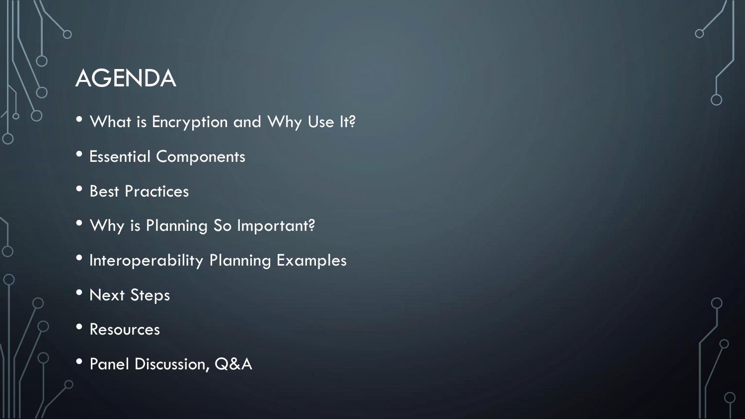# AGENDA

- What is Encryption and Why Use It?
- Essential Components
- Best Practices
- Why is Planning So Important?
- Interoperability Planning Examples
- Next Steps
- Resources
- Panel Discussion, Q&A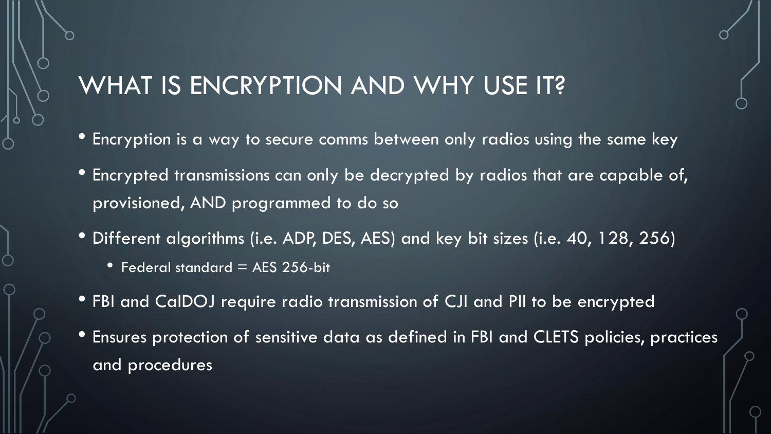# WHAT IS ENCRYPTION AND WHY USE IT?

- Encryption is a way to secure comms between only radios using the same key
- Encrypted transmissions can only be decrypted by radios that are capable of, provisioned, AND programmed to do so
- Different algorithms (i.e. ADP, DES, AES) and key bit sizes (i.e. 40, 128, 256)
  - Federal standard = AES 256-bit
- FBI and CalDOJ require radio transmission of CJI and PII to be encrypted
- Ensures protection of sensitive data as defined in FBI and CLETS policies, practices and procedures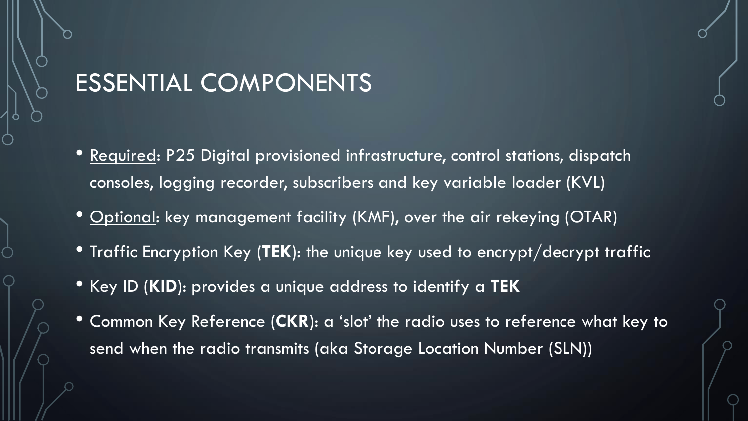# ESSENTIAL COMPONENTS

- Required: P25 Digital provisioned infrastructure, control stations, dispatch consoles, logging recorder, subscribers and key variable loader (KVL)
- Optional: key management facility (KMF), over the air rekeying (OTAR)
- Traffic Encryption Key (**TEK**): the unique key used to encrypt/decrypt traffic
- Key ID (**KID**): provides a unique address to identify a **TEK**
- Common Key Reference (**CKR**): a 'slot' the radio uses to reference what key to send when the radio transmits (aka Storage Location Number (SLN))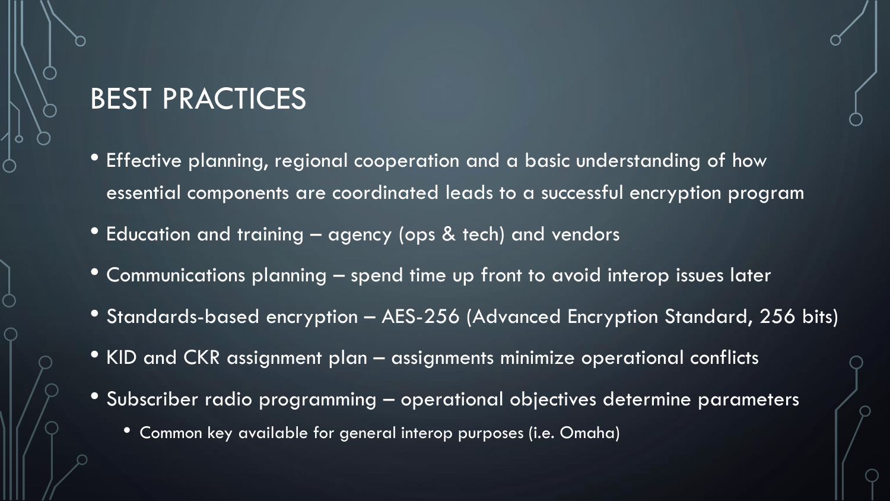# BEST PRACTICES

- Effective planning, regional cooperation and a basic understanding of how essential components are coordinated leads to a successful encryption program
- Education and training – agency (ops & tech) and vendors
- Communications planning – spend time up front to avoid interop issues later
- Standards-based encryption – AES-256 (Advanced Encryption Standard, 256 bits)
- KID and CKR assignment plan – assignments minimize operational conflicts
- Subscriber radio programming – operational objectives determine parameters
  - Common key available for general interop purposes (i.e. Omaha)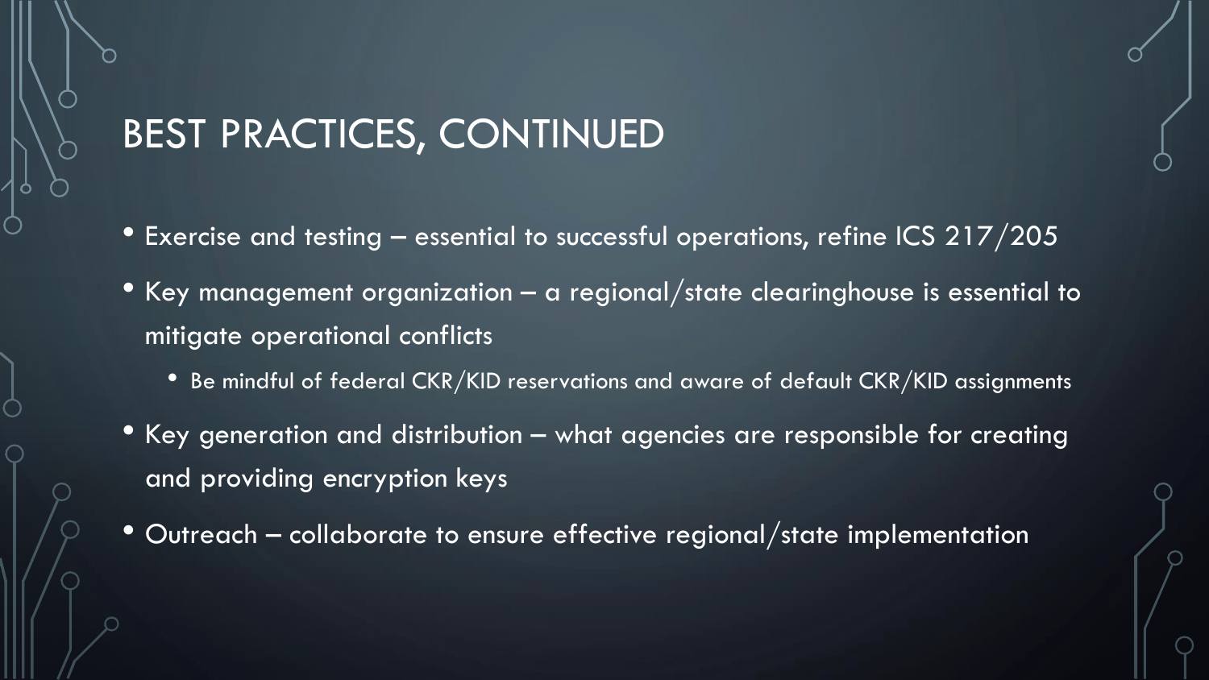# BEST PRACTICES, CONTINUED

- Exercise and testing – essential to successful operations, refine ICS 217/205
- Key management organization – a regional/state clearinghouse is essential to mitigate operational conflicts
  - Be mindful of federal CKR/KID reservations and aware of default CKR/KID assignments
- Key generation and distribution – what agencies are responsible for creating and providing encryption keys
- Outreach – collaborate to ensure effective regional/state implementation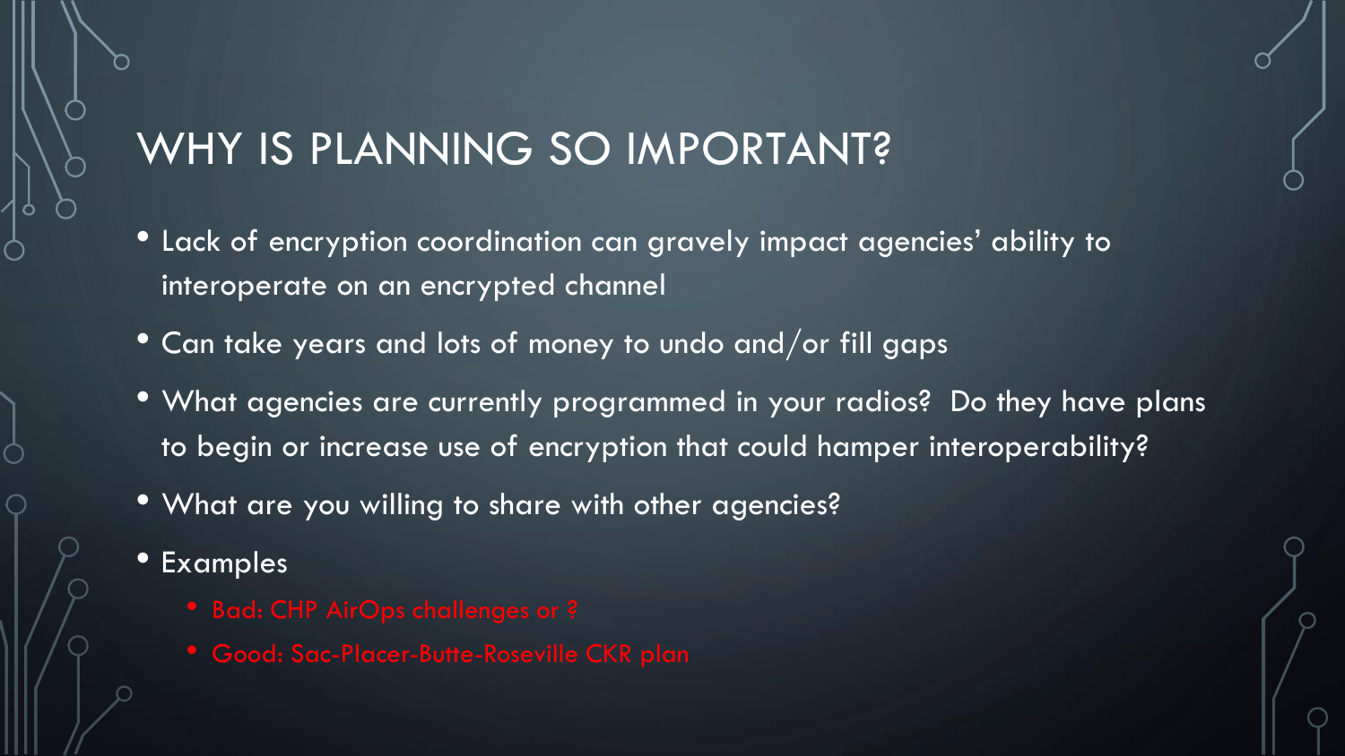# WHY IS PLANNING SO IMPORTANT?

- Lack of encryption coordination can gravely impact agencies' ability to interoperate on an encrypted channel
- Can take years and lots of money to undo and/or fill gaps
- What agencies are currently programmed in your radios? Do they have plans to begin or increase use of encryption that could hamper interoperability?
- What are you willing to share with other agencies?
- Examples
  - Bad: CHP AirOps challenges or ?
  - Good: Sac-Placer-Butte-Roseville CKR plan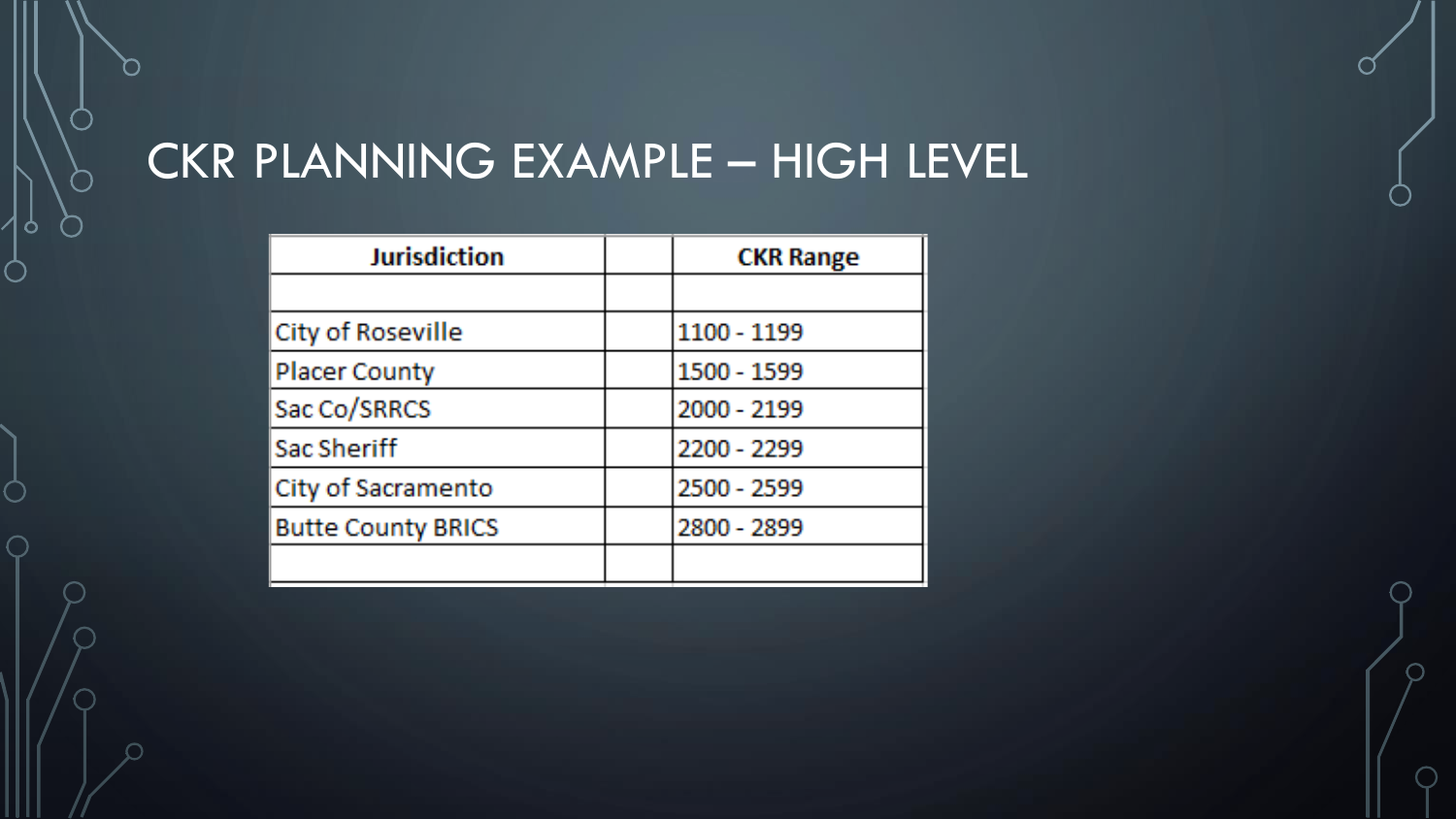# CKR PLANNING EXAMPLE – HIGH LEVEL

| Jurisdiction | | CKR Range |
|---|---|---|
| | | |
| City of Roseville | | 1100 - 1199 |
| Placer County | | 1500 - 1599 |
| Sac Co/SRRCS | | 2000 - 2199 |
| Sac Sheriff | | 2200 - 2299 |
| City of Sacramento | | 2500 - 2599 |
| Butte County BRICS | | 2800 - 2899 |
| | | |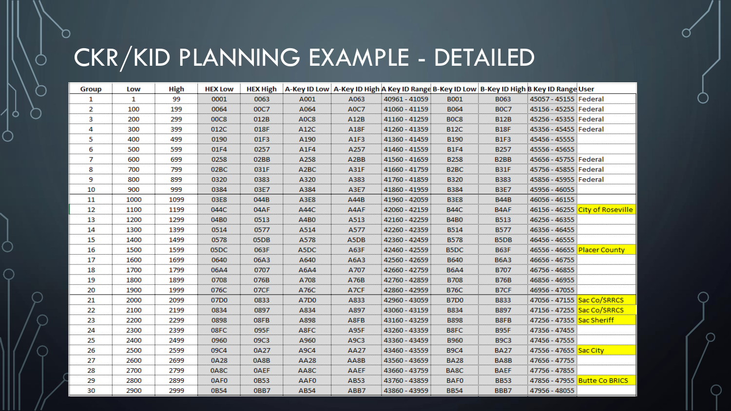# CKR/KID PLANNING EXAMPLE - DETAILED

| Group | Low | High | HEX Low | HEX High | A-Key ID Low | A-Key ID High | A Key ID Range | B-Key ID Low | B-Key ID High | B Key ID Range | User |
|---|---|---|---|---|---|---|---|---|---|---|---|
| 1 | 1 | 99 | 0001 | 0063 | A001 | A063 | 40961 - 41059 | B001 | B063 | 45057 - 45155 | Federal |
| 2 | 100 | 199 | 0064 | 00C7 | A064 | A0C7 | 41060 - 41159 | B064 | B0C7 | 45156 - 45255 | Federal |
| 3 | 200 | 299 | 00C8 | 012B | A0C8 | A12B | 41160 - 41259 | B0C8 | B12B | 45256 - 45355 | Federal |
| 4 | 300 | 399 | 012C | 018F | A12C | A18F | 41260 - 41359 | B12C | B18F | 45356 - 45455 | Federal |
| 5 | 400 | 499 | 0190 | 01F3 | A190 | A1F3 | 41360 - 41459 | B190 | B1F3 | 45456 - 45555 | |
| 6 | 500 | 599 | 01F4 | 0257 | A1F4 | A257 | 41460 - 41559 | B1F4 | B257 | 45556 - 45655 | |
| 7 | 600 | 699 | 0258 | 02BB | A258 | A2BB | 41560 - 41659 | B258 | B2BB | 45656 - 45755 | Federal |
| 8 | 700 | 799 | 02BC | 031F | A2BC | A31F | 41660 - 41759 | B2BC | B31F | 45756 - 45855 | Federal |
| 9 | 800 | 899 | 0320 | 0383 | A320 | A383 | 41760 - 41859 | B320 | B383 | 45856 - 45955 | Federal |
| 10 | 900 | 999 | 0384 | 03E7 | A384 | A3E7 | 41860 - 41959 | B384 | B3E7 | 45956 - 46055 | |
| 11 | 1000 | 1099 | 03E8 | 044B | A3E8 | A44B | 41960 - 42059 | B3E8 | B44B | 46056 - 46155 | |
| 12 | 1100 | 1199 | 044C | 04AF | A44C | A4AF | 42060 - 42159 | B44C | B4AF | 46156 - 46255 | City of Roseville |
| 13 | 1200 | 1299 | 04B0 | 0513 | A4B0 | A513 | 42160 - 42259 | B4B0 | B513 | 46256 - 46355 | |
| 14 | 1300 | 1399 | 0514 | 0577 | A514 | A577 | 42260 - 42359 | B514 | B577 | 46356 - 46455 | |
| 15 | 1400 | 1499 | 0578 | 05DB | A578 | A5DB | 42360 - 42459 | B578 | B5DB | 46456 - 46555 | |
| 16 | 1500 | 1599 | 05DC | 063F | A5DC | A63F | 42460 - 42559 | B5DC | B63F | 46556 - 46655 | Placer County |
| 17 | 1600 | 1699 | 0640 | 06A3 | A640 | A6A3 | 42560 - 42659 | B640 | B6A3 | 46656 - 46755 | |
| 18 | 1700 | 1799 | 06A4 | 0707 | A6A4 | A707 | 42660 - 42759 | B6A4 | B707 | 46756 - 46855 | |
| 19 | 1800 | 1899 | 0708 | 076B | A708 | A76B | 42760 - 42859 | B708 | B76B | 46856 - 46955 | |
| 20 | 1900 | 1999 | 076C | 07CF | A76C | A7CF | 42860 - 42959 | B76C | B7CF | 46956 - 47055 | |
| 21 | 2000 | 2099 | 07D0 | 0833 | A7D0 | A833 | 42960 - 43059 | B7D0 | B833 | 47056 - 47155 | Sac Co/SRRCS |
| 22 | 2100 | 2199 | 0834 | 0897 | A834 | A897 | 43060 - 43159 | B834 | B897 | 47156 - 47255 | Sac Co/SRRCS |
| 23 | 2200 | 2299 | 0898 | 08FB | A898 | A8FB | 43160 - 43259 | B898 | B8FB | 47256 - 47355 | Sac Sheriff |
| 24 | 2300 | 2399 | 08FC | 095F | A8FC | A95F | 43260 - 43359 | B8FC | B95F | 47356 - 47455 | |
| 25 | 2400 | 2499 | 0960 | 09C3 | A960 | A9C3 | 43360 - 43459 | B960 | B9C3 | 47456 - 47555 | |
| 26 | 2500 | 2599 | 09C4 | 0A27 | A9C4 | AA27 | 43460 - 43559 | B9C4 | BA27 | 47556 - 47655 | Sac City |
| 27 | 2600 | 2699 | 0A28 | 0A8B | AA28 | AA8B | 43560 - 43659 | BA28 | BA8B | 47656 - 47755 | |
| 28 | 2700 | 2799 | 0A8C | 0AEF | AA8C | AAEF | 43660 - 43759 | BA8C | BAEF | 47756 - 47855 | |
| 29 | 2800 | 2899 | 0AF0 | 0B53 | AAF0 | AB53 | 43760 - 43859 | BAF0 | BB53 | 47856 - 47955 | Butte Co BRICS |
| 30 | 2900 | 2999 | 0B54 | 0BB7 | AB54 | ABB7 | 43860 - 43959 | BB54 | BBB7 | 47956 - 48055 | |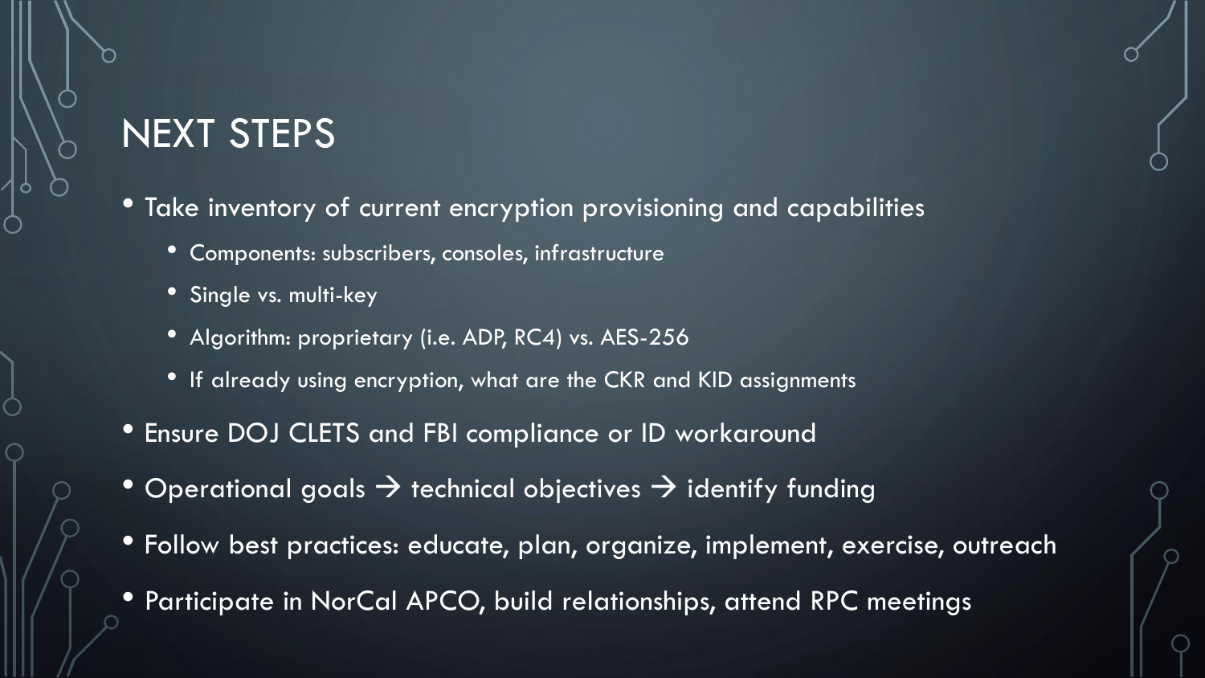# NEXT STEPS

- Take inventory of current encryption provisioning and capabilities
  - Components: subscribers, consoles, infrastructure
  - Single vs. multi-key
  - Algorithm: proprietary (i.e. ADP, RC4) vs. AES-256
  - If already using encryption, what are the CKR and KID assignments
- Ensure DOJ CLETS and FBI compliance or ID workaround
- Operational goals → technical objectives → identify funding
- Follow best practices: educate, plan, organize, implement, exercise, outreach
- Participate in NorCal APCO, build relationships, attend RPC meetings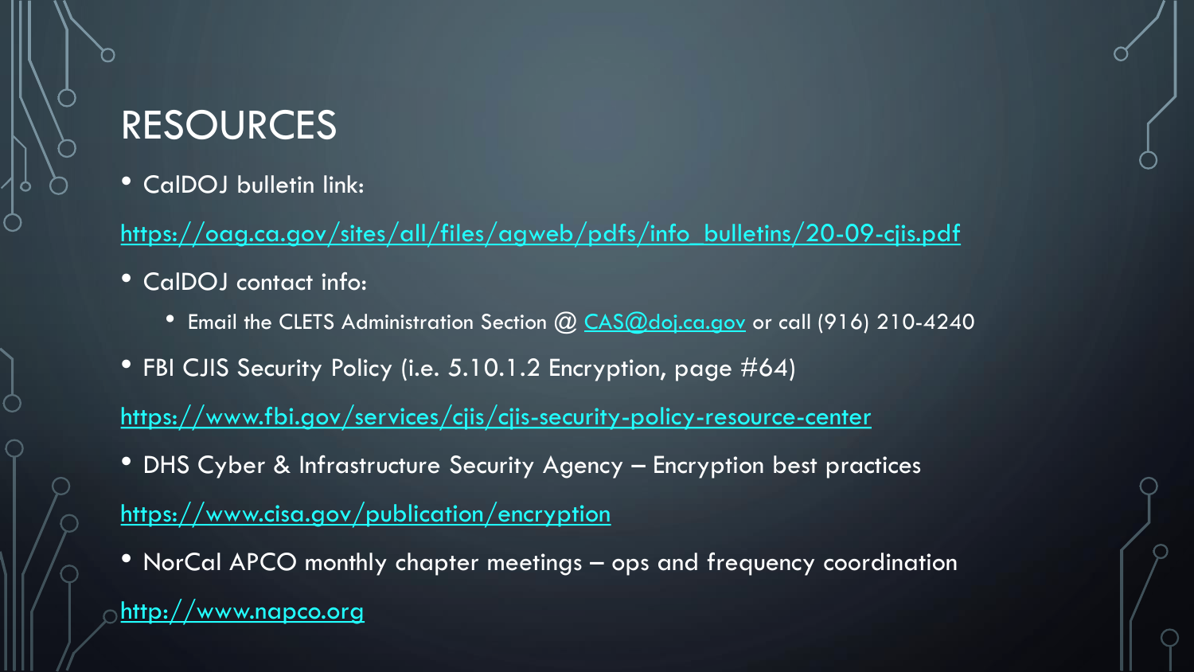# RESOURCES

- CalDOJ bulletin link:

https://oag.ca.gov/sites/all/files/agweb/pdfs/info_bulletins/20-09-cjis.pdf

- CalDOJ contact info:
  - Email the CLETS Administration Section @ CAS@doj.ca.gov or call (916) 210-4240
- FBI CJIS Security Policy (i.e. 5.10.1.2 Encryption, page #64)

https://www.fbi.gov/services/cjis/cjis-security-policy-resource-center

- DHS Cyber & Infrastructure Security Agency – Encryption best practices

https://www.cisa.gov/publication/encryption

- NorCal APCO monthly chapter meetings – ops and frequency coordination

http://www.napco.org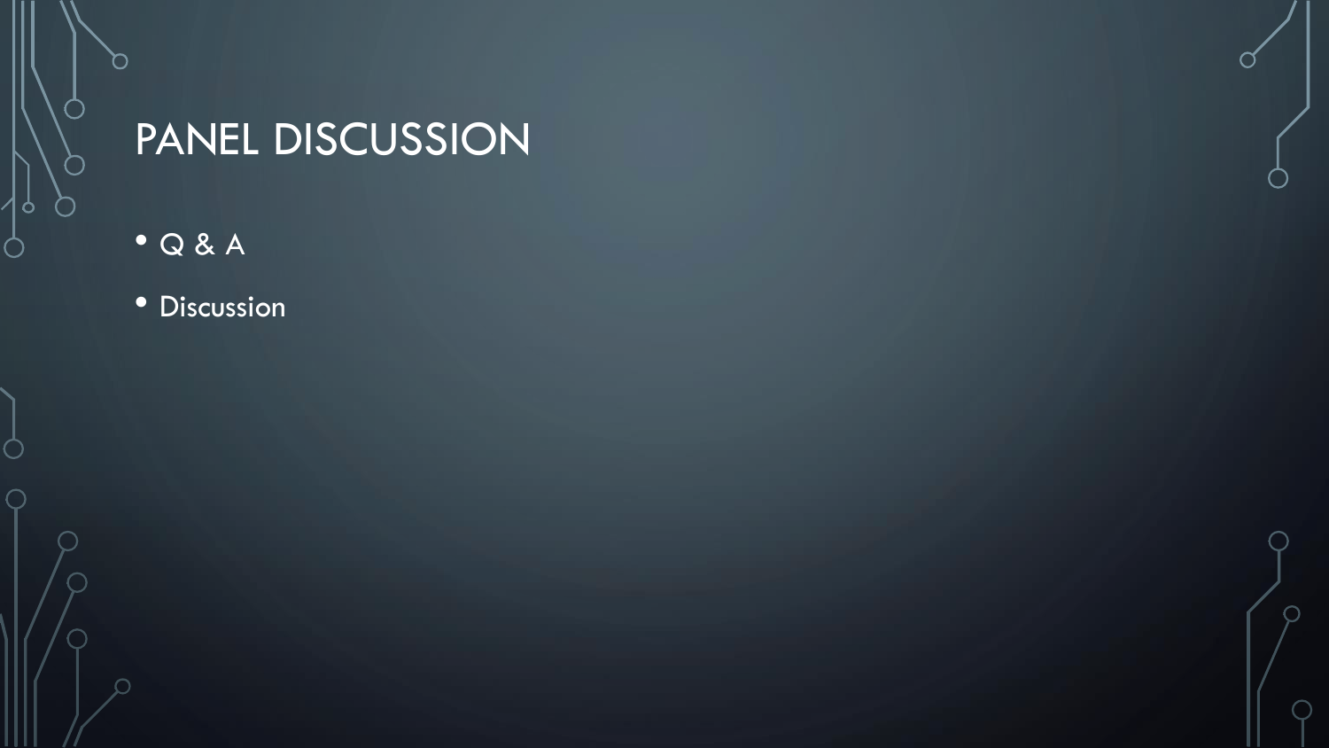# PANEL DISCUSSION

- Q & A
- Discussion